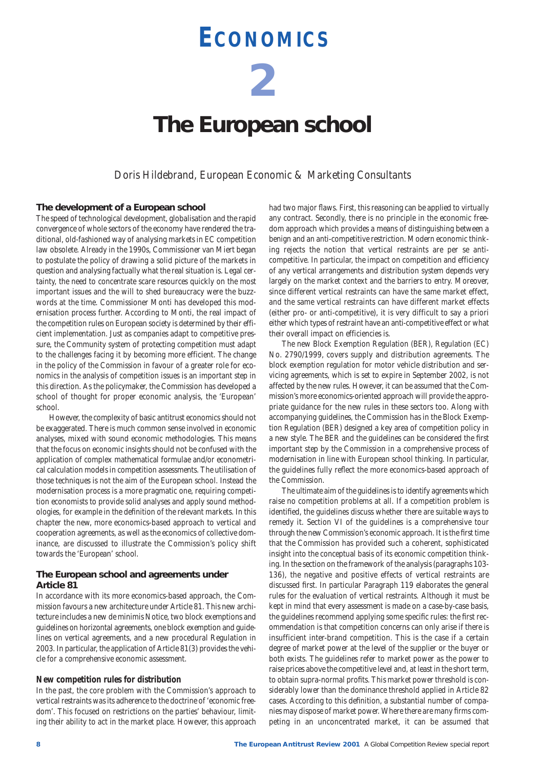# ECONOMICS

# 2

# The European school

Doris Hildebrand, European Economic & Marketing Consultants

## The development of a European school

The speed of technological development, globalisation and the rapid convergence of whole sectors of the economy have rendered the traditional, old-fashioned way of analysing markets in EC competition law obsolete. Already in the 1990s, Commissioner van Miert began to postulate the policy of drawing a solid picture of the markets in question and analysing factually what the real situation is. Legal certainty, the need to concentrate scare resources quickly on the most important issues and the will to shed bureaucracy were the buzzwords at the time. Commissioner Monti has developed this modernisation process further. According to Monti, the real impact of the competition rules on European society is determined by their efficient implementation. Just as companies adapt to competitive pressure, the Community system of protecting competition must adapt to the challenges facing it by becoming more efficient. The change in the policy of the Commission in favour of a greater role for economics in the analysis of competition issues is an important step in this direction. As the policymaker, the Commission has developed a school of thought for proper economic analysis, the 'European' school.

However, the complexity of basic antitrust economics should not be exaggerated. There is much common sense involved in economic analyses, mixed with sound economic methodologies. This means that the focus on economic insights should not be confused with the application of complex mathematical formulae and/or econometrical calculation models in competition assessments. The utilisation of those techniques is not the aim of the European school. Instead the modernisation process is a more pragmatic one, requiring competition economists to provide solid analyses and apply sound methodologies, for example in the definition of the relevant markets. In this chapter the new, more economics-based approach to vertical and cooperation agreements, as well as the economics of collective dominance, are discussed to illustrate the Commission's policy shift towards the 'European' school.

## The European school and agreements under Article 81

In accordance with its more economics-based approach, the Commission favours a new architecture under Article 81. This new architecture includes a new de minimis Notice, two block exemptions and guidelines on horizontal agreements, one block exemption and guidelines on vertical agreements, and a new procedural Regulation in 2003. In particular, the application of Article 81(3) provides the vehicle for a comprehensive economic assessment.

### New competition rules for distribution

In the past, the core problem with the Commission's approach to vertical restraints was its adherence to the doctrine of 'economic freedom'. This focused on restrictions on the parties' behaviour, limiting their ability to act in the market place. However, this approach had two major flaws. First, this reasoning can be applied to virtually any contract. Secondly, there is no principle in the economic freedom approach which provides a means of distinguishing between a benign and an anti-competitive restriction. Modern economic thinking rejects the notion that vertical restraints are per se anti-competitive. In particular, the impact on competition and efficiency of any vertical arrangements and distribution system depends very largely on the market context and the barriers to entry. Moreover, since different vertical restraints can have the same market effect, and the same vertical restraints can have different market effects (either pro- or anti-competitive), it is very difficult to say a priori either which types of restraint have an anti-competitive effect or what their overall impact on efficiencies is.

The new Block Exemption Regulation (BER), Regulation (EC) No. 2790/1999, covers supply and distribution agreements. The block exemption regulation for motor vehicle distribution and servicing agreements, which is set to expire in September 2002, is not affected by the new rules. However, it can be assumed that the Commission's more economics-oriented approach will provide the appropriate guidance for the new rules in these sectors too. Along with accompanying guidelines, the Commission has in the Block Exemption Regulation (BER) designed a key area of competition policy in a new style. The BER and the guidelines can be considered the first important step by the Commission in a comprehensive process of modernisation in line with European school thinking. In particular, the guidelines fully reflect the more economics-based approach of the Commission.

The ultimate aim of the guidelines is to identify agreements which raise no competition problems at all. If a competition problem is identified, the guidelines discuss whether there are suitable ways to remedy it. Section VI of the guidelines is a comprehensive tour through the new Commission's economic approach. It is the first time that the Commission has provided such a coherent, sophisticated insight into the conceptual basis of its economic competition thinking. In the section on the framework of the analysis (paragraphs 103-136), the negative and positive effects of vertical restraints are discussed first. In particular Paragraph 119 elaborates the general rules for the evaluation of vertical restraints. Although it must be kept in mind that every assessment is made on a case-by-case basis, the guidelines recommend applying some specific rules: the first recommendation is that competition concerns can only arise if there is insufficient inter-brand competition. This is the case if a certain degree of market power at the level of the supplier or the buyer or both exists. The guidelines refer to market power as the power to raise prices above the competitive level and, at least in the short term, to obtain supra-normal profits. This market power threshold is considerably lower than the dominance threshold applied in Article 82 cases. According to this definition, a substantial number of companies may dispose of market power. Where there are many firms competing in an unconcentrated market, it can be assumed that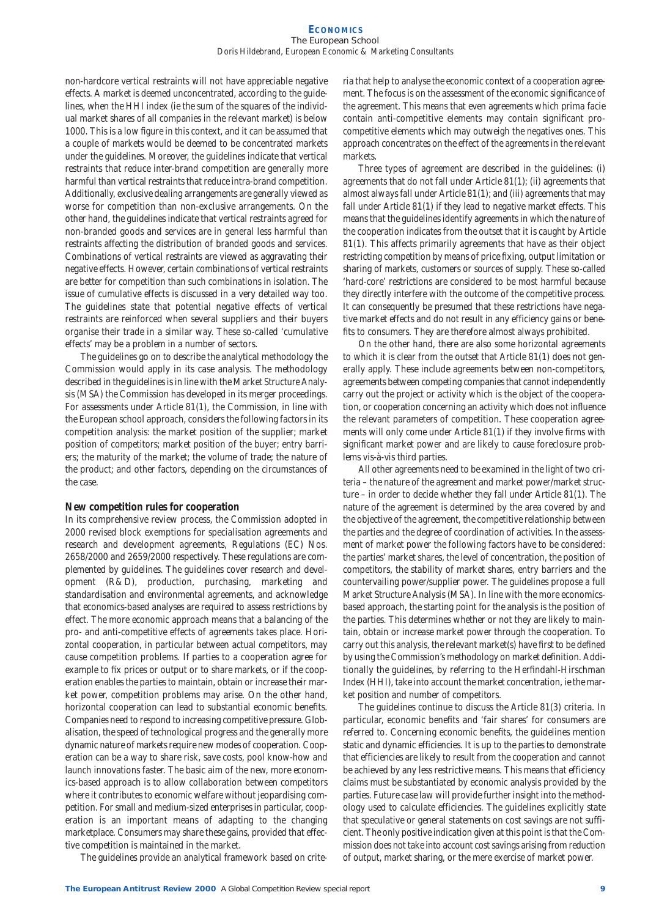non-hardcore vertical restraints will not have appreciable negative effects. A market is deemed unconcentrated, according to the guidelines, when the HHI index (ie the sum of the squares of the individual market shares of all companies in the relevant market) is below 1000. This is a low figure in this context, and it can be assumed that a couple of markets would be deemed to be concentrated markets under the guidelines. Moreover, the guidelines indicate that vertical restraints that reduce inter-brand competition are generally more harmful than vertical restraints that reduce intra-brand competition. Additionally, exclusive dealing arrangements are generally viewed as worse for competition than non-exclusive arrangements. On the other hand, the guidelines indicate that vertical restraints agreed for non-branded goods and services are in general less harmful than restraints affecting the distribution of branded goods and services. Combinations of vertical restraints are viewed as aggravating their negative effects. However, certain combinations of vertical restraints are better for competition than such combinations in isolation. The issue of cumulative effects is discussed in a very detailed way too. The guidelines state that potential negative effects of vertical restraints are reinforced when several suppliers and their buyers organise their trade in a similar way. These so-called 'cumulative effects' may be a problem in a number of sectors.

The guidelines go on to describe the analytical methodology the Commission would apply in its case analysis. The methodology described in the guidelines is in line with the Market Structure Analysis (MSA) the Commission has developed in its merger proceedings. For assessments under Article 81(1), the Commission, in line with the European school approach, considers the following factors in its competition analysis: the market position of the supplier; market position of competitors; market position of the buyer; entry barriers; the maturity of the market; the volume of trade; the nature of the product; and other factors, depending on the circumstances of the case.

## New competition rules for cooperation

In its comprehensive review process, the Commission adopted in 2000 revised block exemptions for specialisation agreements and research and development agreements, Regulations (EC) Nos. 2658/2000 and 2659/2000 respectively. These regulations are complemented by guidelines. The guidelines cover research and development (R&D), production, purchasing, marketing and standardisation and environmental agreements, and acknowledge that economics-based analyses are required to assess restrictions by effect. The more economic approach means that a balancing of the pro- and anti-competitive effects of agreements takes place. Horizontal cooperation, in particular between actual competitors, may cause competition problems. If parties to a cooperation agree for example to fix prices or output or to share markets, or if the cooperation enables the parties to maintain, obtain or increase their market power, competition problems may arise. On the other hand, horizontal cooperation can lead to substantial economic benefits. Companies need to respond to increasing competitive pressure. Globalisation, the speed of technological progress and the generally more dynamic nature of markets require new modes of cooperation. Cooperation can be a way to share risk, save costs, pool know-how and launch innovations faster. The basic aim of the new, more economics-based approach is to allow collaboration between competitors where it contributes to economic welfare without jeopardising competition. For small and medium-sized enterprises in particular, cooperation is an important means of adapting to the changing marketplace. Consumers may share these gains, provided that effective competition is maintained in the market.

The guidelines provide an analytical framework based on criteria that help to analyse the economic context of a cooperation agreement. The focus is on the assessment of the economic significance of the agreement. This means that even agreements which prima facie contain anti-competitive elements may contain significant pro-competitive elements which may outweigh the negatives ones. This approach concentrates on the effect of the agreements in the relevant markets.

Three types of agreement are described in the guidelines: (i) agreements that do not fall under Article 81(1); (ii) agreements that almost always fall under Article 81(1); and (iii) agreements that may fall under Article 81(1) if they lead to negative market effects. This means that the guidelines identify agreements in which the nature of the cooperation indicates from the outset that it is caught by Article 81(1). This affects primarily agreements that have as their object restricting competition by means of price fixing, output limitation or sharing of markets, customers or sources of supply. These so-called 'hard-core' restrictions are considered to be most harmful because they directly interfere with the outcome of the competitive process. It can consequently be presumed that these restrictions have negative market effects and do not result in any efficiency gains or benefits to consumers. They are therefore almost always prohibited.

On the other hand, there are also some horizontal agreements to which it is clear from the outset that Article 81(1) does not generally apply. These include agreements between non-competitors, agreements between competing companies that cannot independently carry out the project or activity which is the object of the cooperation, or cooperation concerning an activity which does not influence the relevant parameters of competition. These cooperation agreements will only come under Article 81(1) if they involve firms with significant market power and are likely to cause foreclosure problems vis-à-vis third parties.

All other agreements need to be examined in the light of two criteria – the nature of the agreement and market power/market structure – in order to decide whether they fall under Article 81(1). The nature of the agreement is determined by the area covered by and the objective of the agreement, the competitive relationship between the parties and the degree of coordination of activities. In the assessment of market power the following factors have to be considered: the parties' market shares, the level of concentration, the position of competitors, the stability of market shares, entry barriers and the countervailing power/supplier power. The guidelines propose a full Market Structure Analysis (MSA). In line with the more economics-based approach, the starting point for the analysis is the position of the parties. This determines whether or not they are likely to maintain, obtain or increase market power through the cooperation. To carry out this analysis, the relevant market(s) have first to be defined by using the Commission's methodology on market definition. Additionally the guidelines, by referring to the Herfindahl-Hirschman Index (HHI), take into account the market concentration, ie the market position and number of competitors.

The guidelines continue to discuss the Article 81(3) criteria. In particular, economic benefits and 'fair shares' for consumers are referred to. Concerning economic benefits, the guidelines mention static and dynamic efficiencies. It is up to the parties to demonstrate that efficiencies are likely to result from the cooperation and cannot be achieved by any less restrictive means. This means that efficiency claims must be substantiated by economic analysis provided by the parties. Future case law will provide further insight into the methodology used to calculate efficiencies. The guidelines explicitly state that speculative or general statements on cost savings are not sufficient. The only positive indication given at this point is that the Commission does not take into account cost savings arising from reduction of output, market sharing, or the mere exercise of market power.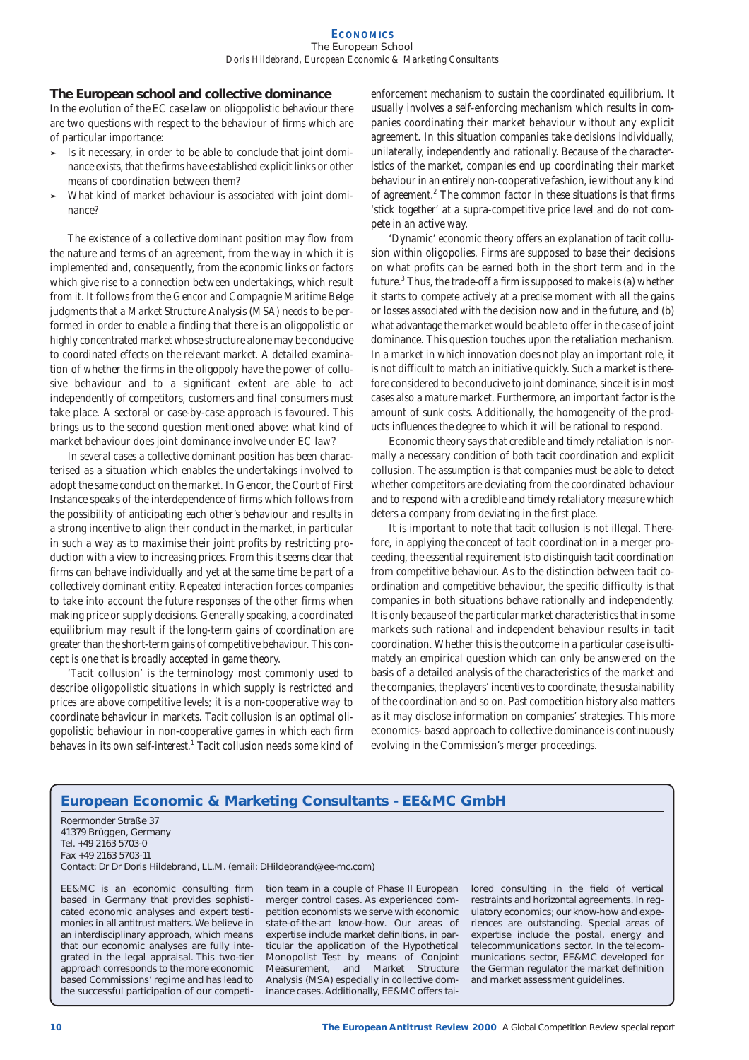## The European school and collective dominance

In the evolution of the EC case law on oligopolistic behaviour there are two questions with respect to the behaviour of firms which are of particular importance:

- Is it necessary, in order to be able to conclude that joint dominance exists, that the firms have established explicit links or other means of coordination between them?
- What kind of market behaviour is associated with joint dominance?

The existence of a collective dominant position may flow from the nature and terms of an agreement, from the way in which it is implemented and, consequently, from the economic links or factors which give rise to a connection between undertakings, which result from it. It follows from the Gencor and Compagnie Maritime Belge judgments that a Market Structure Analysis (MSA) needs to be performed in order to enable a finding that there is an oligopolistic or highly concentrated market whose structure alone may be conducive to coordinated effects on the relevant market. A detailed examination of whether the firms in the oligopoly have the power of collusive behaviour and to a significant extent are able to act independently of competitors, customers and final consumers must take place. A sectoral or case-by-case approach is favoured. This brings us to the second question mentioned above: what kind of market behaviour does joint dominance involve under EC law?

In several cases a collective dominant position has been characterised as a situation which enables the undertakings involved to adopt the same conduct on the market. In Gencor, the Court of First Instance speaks of the interdependence of firms which follows from the possibility of anticipating each other's behaviour and results in a strong incentive to align their conduct in the market, in particular in such a way as to maximise their joint profits by restricting production with a view to increasing prices. From this it seems clear that firms can behave individually and yet at the same time be part of a collectively dominant entity. Repeated interaction forces companies to take into account the future responses of the other firms when making price or supply decisions. Generally speaking, a coordinated equilibrium may result if the long-term gains of coordination are greater than the short-term gains of competitive behaviour. This concept is one that is broadly accepted in game theory.

'Tacit collusion' is the terminology most commonly used to describe oligopolistic situations in which supply is restricted and prices are above competitive levels; it is a non-cooperative way to coordinate behaviour in markets. Tacit collusion is an optimal oligopolistic behaviour in non-cooperative games in which each firm behaves in its own self-interest.[1] Tacit collusion needs some kind of enforcement mechanism to sustain the coordinated equilibrium. It usually involves a self-enforcing mechanism which results in companies coordinating their market behaviour without any explicit agreement. In this situation companies take decisions individually, unilaterally, independently and rationally. Because of the characteristics of the market, companies end up coordinating their market behaviour in an entirely non-cooperative fashion, ie without any kind of agreement.[2] The common factor in these situations is that firms 'stick together' at a supra-competitive price level and do not compete in an active way.

'Dynamic' economic theory offers an explanation of tacit collusion within oligopolies. Firms are supposed to base their decisions on what profits can be earned both in the short term and in the future.[3] Thus, the trade-off a firm is supposed to make is (a) whether it starts to compete actively at a precise moment with all the gains or losses associated with the decision now and in the future, and (b) what advantage the market would be able to offer in the case of joint dominance. This question touches upon the retaliation mechanism. In a market in which innovation does not play an important role, it is not difficult to match an initiative quickly. Such a market is therefore considered to be conducive to joint dominance, since it is in most cases also a mature market. Furthermore, an important factor is the amount of sunk costs. Additionally, the homogeneity of the products influences the degree to which it will be rational to respond.

Economic theory says that credible and timely retaliation is normally a necessary condition of both tacit coordination and explicit collusion. The assumption is that companies must be able to detect whether competitors are deviating from the coordinated behaviour and to respond with a credible and timely retaliatory measure which deters a company from deviating in the first place.

It is important to note that tacit collusion is not illegal. Therefore, in applying the concept of tacit coordination in a merger proceeding, the essential requirement is to distinguish tacit coordination from competitive behaviour. As to the distinction between tacit coordination and competitive behaviour, the specific difficulty is that companies in both situations behave rationally and independently. It is only because of the particular market characteristics that in some markets such rational and independent behaviour results in tacit coordination. Whether this is the outcome in a particular case is ultimately an empirical question which can only be answered on the basis of a detailed analysis of the characteristics of the market and the companies, the players' incentives to coordinate, the sustainability of the coordination and so on. Past competition history also matters as it may disclose information on companies' strategies. This more economics- based approach to collective dominance is continuously evolving in the Commission's merger proceedings.

## European Economic & Marketing Consultants - EE&MC GmbH

Roermonder Straße 37
41379 Brüggen, Germany
Tel. +49 2163 5703-0
Fax +49 2163 5703-11
Contact: Dr Dr Doris Hildebrand, LL.M. (email: DHildebrand@ee-mc.com)

EE&MC is an economic consulting firm based in Germany that provides sophisticated economic analyses and expert testimonies in all antitrust matters. We believe in an interdisciplinary approach, which means that our economic analyses are fully integrated in the legal appraisal. This two-tier approach corresponds to the more economic based Commissions' regime and has lead to the successful participation of our competition team in a couple of Phase II European merger control cases. As experienced competition economists we serve with economic state-of-the-art know-how. Our areas of expertise include market definitions, in particular the application of the Hypothetical Monopolist Test by means of Conjoint Measurement, and Market Structure Analysis (MSA) especially in collective dominance cases. Additionally, EE&MC offers tailored consulting in the field of vertical restraints and horizontal agreements. In regulatory economics; our know-how and experiences are outstanding. Special areas of expertise include the postal, energy and telecommunications sector. In the telecommunications sector, EE&MC developed for the German regulator the market definition and market assessment guidelines.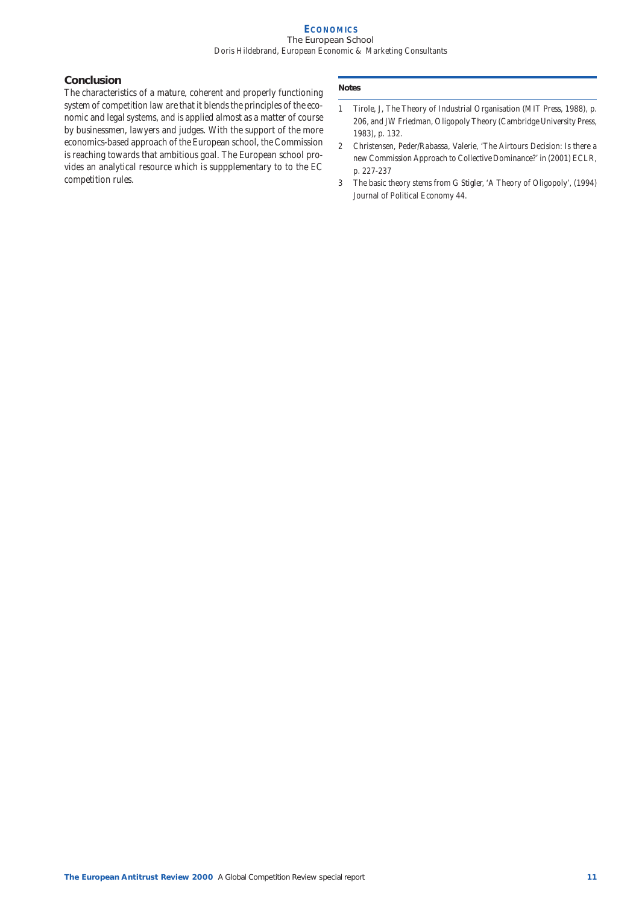## Conclusion

The characteristics of a mature, coherent and properly functioning system of competition law are that it blends the principles of the economic and legal systems, and is applied almost as a matter of course by businessmen, lawyers and judges. With the support of the more economics-based approach of the European school, the Commission is reaching towards that ambitious goal. The European school provides an analytical resource which is suppplementary to to the EC competition rules.

**Notes**

1 Tirole, J, The Theory of Industrial Organisation (MIT Press, 1988), p. 206, and JW Friedman, Oligopoly Theory (Cambridge University Press, 1983), p. 132.

2 Christensen, Peder/Rabassa, Valerie, 'The Airtours Decision: Is there a new Commission Approach to Collective Dominance?' in (2001) ECLR, p. 227-237

3 The basic theory stems from G Stigler, 'A Theory of Oligopoly', (1994) Journal of Political Economy 44.